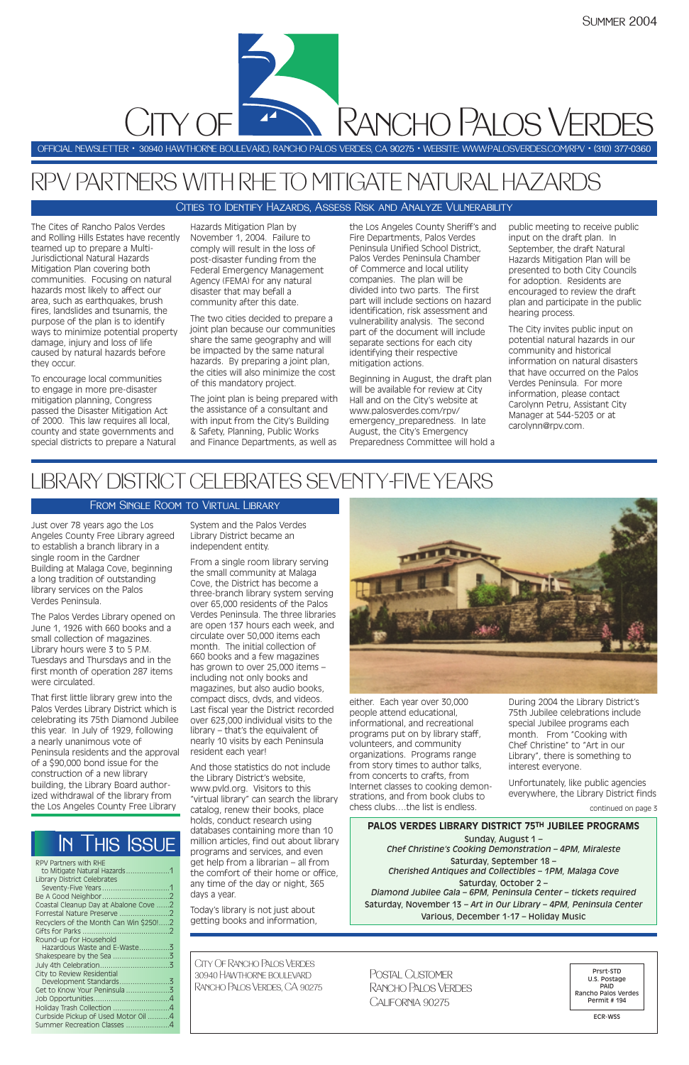Summer 2004

# City of Rancho Palos Verdes

OFFICIAL NEWSLETTER • 30940 HAWTHORNE BOULEVARD, RANCHO PALOS VERDES, CA 90275 • WEBSITE: WWW.PALOSVERDES.COM/RPV • (310) 377-0360

## RPV PARTNERS WITH RHE TO MITIGATE NATURAL HAZARDS

### Cities to Identify Hazards, Assess Risk and Analyze Vulnerability

The Cites of Rancho Palos Verdes and Rolling Hills Estates have recently teamed up to prepare a Multi-Jurisdictional Natural Hazards Mitigation Plan covering both communities. Focusing on natural hazards most likely to affect our area, such as earthquakes, brush fires, landslides and tsunamis, the purpose of the plan is to identify ways to minimize potential property damage, injury and loss of life caused by natural hazards before they occur.

To encourage local communities to engage in more pre-disaster mitigation planning, Congress passed the Disaster Mitigation Act of 2000. This law requires all local, county and state governments and special districts to prepare a Natural Hazards Mitigation Plan by November 1, 2004. Failure to comply will result in the loss of post-disaster funding from the Federal Emergency Management Agency (FEMA) for any natural disaster that may befall a community after this date.

The two cities decided to prepare a joint plan because our communities share the same geography and will be impacted by the same natural hazards. By preparing a joint plan, the cities will also minimize the cost of this mandatory project.

The joint plan is being prepared with the assistance of a consultant and with input from the City's Building & Safety, Planning, Public Works and Finance Departments, as well as the Los Angeles County Sheriff's and Fire Departments, Palos Verdes Peninsula Unified School District, Palos Verdes Peninsula Chamber of Commerce and local utility companies. The plan will be divided into two parts. The first part will include sections on hazard identification, risk assessment and vulnerability analysis. The second part of the document will include separate sections for each city identifying their respective mitigation actions.

Beginning in August, the draft plan will be available for review at City Hall and on the City's website at www.palosverdes.com/rpv/emergency_preparedness. In late August, the City's Emergency Preparedness Committee will hold a public meeting to receive public input on the draft plan. In September, the draft Natural Hazards Mitigation Plan will be presented to both City Councils for adoption. Residents are encouraged to review the draft plan and participate in the public hearing process.

The City invites public input on potential natural hazards in our community and historical information on natural disasters that have occurred on the Palos Verdes Peninsula. For more information, please contact Carolynn Petru, Assistant City Manager at 544-5203 or at carolynn@rpv.com.

## LIBRARY DISTRICT CELEBRATES SEVENTY-FIVE YEARS

### From Single Room to Virtual Library

Just over 78 years ago the Los Angeles County Free Library agreed to establish a branch library in a single room in the Gardner Building at Malaga Cove, beginning a long tradition of outstanding library services on the Palos Verdes Peninsula.

The Palos Verdes Library opened on June 1, 1926 with 660 books and a small collection of magazines. Library hours were 3 to 5 P.M. Tuesdays and Thursdays and in the first month of operation 287 items were circulated.

That first little library grew into the Palos Verdes Library District which is celebrating its 75th Diamond Jubilee this year. In July of 1929, following a nearly unanimous vote of Peninsula residents and the approval of a $90,000 bond issue for the construction of a new library building, the Library Board authorized withdrawal of the library from the Los Angeles County Free Library System and the Palos Verdes Library District became an independent entity.

From a single room library serving the small community at Malaga Cove, the District has become a three-branch library system serving over 65,000 residents of the Palos Verdes Peninsula. The three libraries are open 137 hours each week, and circulate over 50,000 items each month. The initial collection of 660 books and a few magazines has grown to over 25,000 items – including not only books and magazines, but also audio books, compact discs, dvds, and videos. Last fiscal year the District recorded over 623,000 individual visits to the library – that's the equivalent of nearly 10 visits by each Peninsula resident each year!

And those statistics do not include the Library District's website, www.pvld.org. Visitors to this "virtual library" can search the library catalog, renew their books, place holds, conduct research using databases containing more than 10 million articles, find out about library programs and services, and even get help from a librarian – all from the comfort of their home or office, any time of the day or night, 365 days a year.

Today's library is not just about getting books and information, either. Each year over 30,000 people attend educational, informational, and recreational programs put on by library staff, volunteers, and community organizations. Programs range from story times to author talks, from concerts to crafts, from Internet classes to cooking demonstrations, and from book clubs to chess clubs....the list is endless.

During 2004 the Library District's 75th Jubilee celebrations include special Jubilee programs each month. From "Cooking with Chef Christine" to "Art in our Library", there is something to interest everyone.

Unfortunately, like public agencies everywhere, the Library District finds

continued on page 3

**PALOS VERDES LIBRARY DISTRICT 75TH JUBILEE PROGRAMS**

Sunday, August 1 –
*Chef Christine's Cooking Demonstration – 4PM, Miraleste*

Saturday, September 18 –
*Cherished Antiques and Collectibles – 1PM, Malaga Cove*

Saturday, October 2 –
*Diamond Jubilee Gala – 6PM, Peninsula Center – tickets required*

Saturday, November 13 – *Art in Our Library – 4PM, Peninsula Center*

Various, December 1-17 – Holiday Music

## In This Issue

- RPV Partners with RHE to Mitigate Natural Hazards ....1
- Library District Celebrates Seventy-Five Years ....1
- Be A Good Neighbor ....2
- Coastal Cleanup Day at Abalone Cove ....2
- Forrestal Nature Preserve ....2
- Recyclers of the Month Can Win $250! ....2
- Gifts for Parks ....2
- Round-up for Household Hazardous Waste and E-Waste ....3
- Shakespeare by the Sea ....3
- July 4th Celebration ....3
- City to Review Residential Development Standards ....3
- Get to Know Your Peninsula ....3
- Job Opportunities ....4
- Holiday Trash Collection ....4
- Curbside Pickup of Used Motor Oil ....4
- Summer Recreation Classes ....4

City Of Rancho Palos Verdes
30940 Hawthorne Boulevard
Rancho Palos Verdes, CA 90275

Postal Customer
Rancho Palos Verdes
California 90275

Prsrt-STD
U.S. Postage
PAID
Rancho Palos Verdes
Permit # 194

ECR-WSS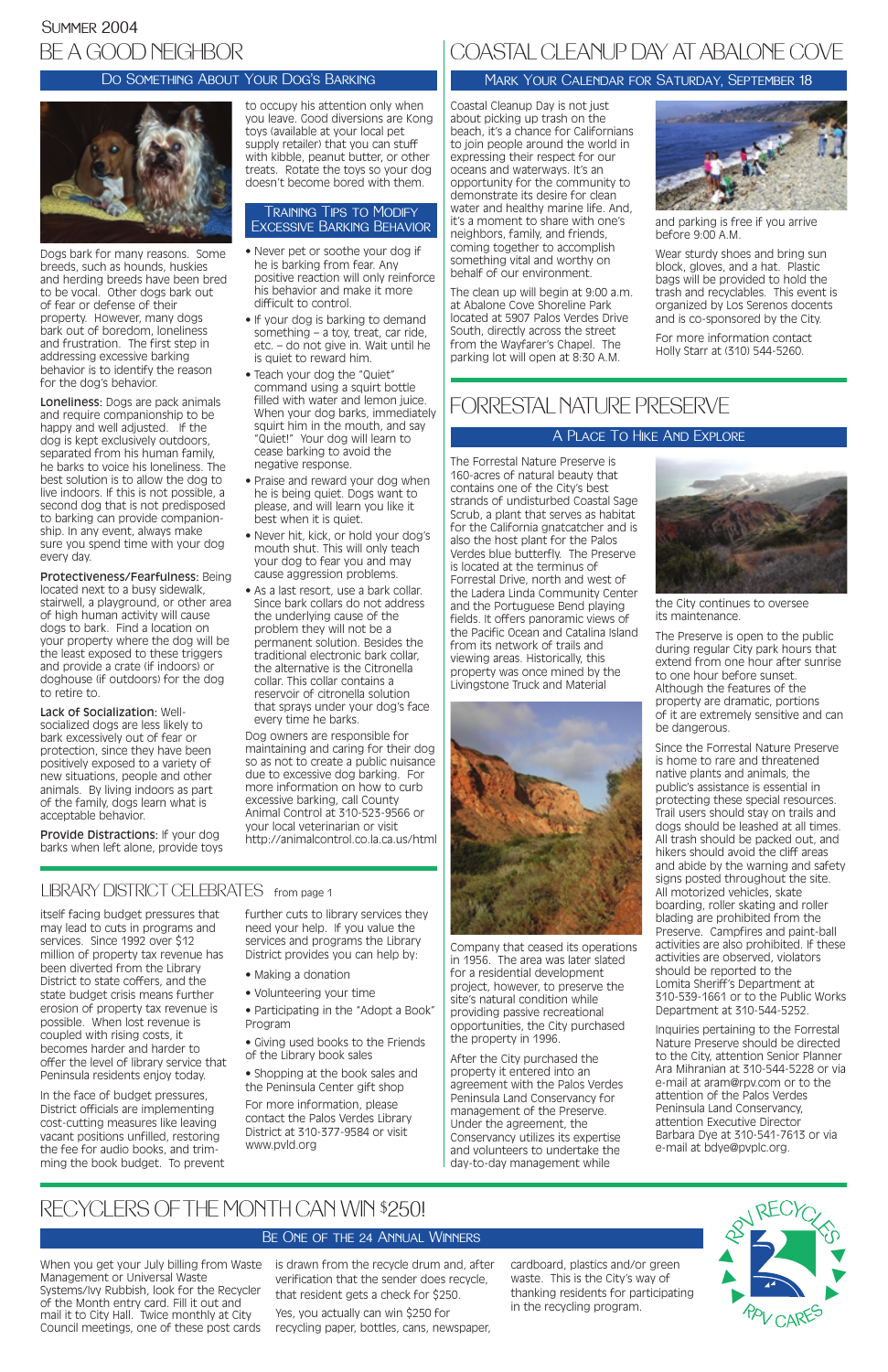Summer 2004

# Be a Good Neighbor

## Do Something About Your Dog's Barking

Dogs bark for many reasons. Some breeds, such as hounds, huskies and herding breeds have been bred to be vocal. Other dogs bark out of fear or defense of their property. However, many dogs bark out of boredom, loneliness and frustration. The first step in addressing excessive barking behavior is to identify the reason for the dog's behavior.

**Loneliness:** Dogs are pack animals and require companionship to be happy and well adjusted. If the dog is kept exclusively outdoors, separated from his human family, he barks to voice his loneliness. The best solution is to allow the dog to live indoors. If this is not possible, a second dog that is not predisposed to barking can provide companionship. In any event, always make sure you spend time with your dog every day.

**Protectiveness/Fearfulness:** Being located next to a busy sidewalk, stairwell, a playground, or other area of high human activity will cause dogs to bark. Find a location on your property where the dog will be the least exposed to these triggers and provide a crate (if indoors) or doghouse (if outdoors) for the dog to retire to.

**Lack of Socialization:** Well-socialized dogs are less likely to bark excessively out of fear or protection, since they have been positively exposed to a variety of new situations, people and other animals. By living indoors as part of the family, dogs learn what is acceptable behavior.

**Provide Distractions:** If your dog barks when left alone, provide toys to occupy his attention only when you leave. Good diversions are Kong toys (available at your local pet supply retailer) that you can stuff with kibble, peanut butter, or other treats. Rotate the toys so your dog doesn't become bored with them.

### Training Tips to Modify Excessive Barking Behavior

- Never pet or soothe your dog if he is barking from fear. Any positive reaction will only reinforce his behavior and make it more difficult to control.
- If your dog is barking to demand something – a toy, treat, car ride, etc. – do not give in. Wait until he is quiet to reward him.
- Teach your dog the "Quiet" command using a squirt bottle filled with water and lemon juice. When your dog barks, immediately squirt him in the mouth, and say "Quiet!" Your dog will learn to cease barking to avoid the negative response.
- Praise and reward your dog when he is being quiet. Dogs want to please, and will learn you like it best when it is quiet.
- Never hit, kick, or hold your dog's mouth shut. This will only teach your dog to fear you and may cause aggression problems.
- As a last resort, use a bark collar. Since bark collars do not address the underlying cause of the problem they will not be a permanent solution. Besides the traditional electronic bark collar, the alternative is the Citronella collar. This collar contains a reservoir of citronella solution that sprays under your dog's face every time he barks.

Dog owners are responsible for maintaining and caring for their dog so as not to create a public nuisance due to excessive dog barking. For more information on how to curb excessive barking, call County Animal Control at 310-523-9566 or your local veterinarian or visit http://animalcontrol.co.la.ca.us/html

# Library District Celebrates

from page 1

itself facing budget pressures that may lead to cuts in programs and services. Since 1992 over $12 million of property tax revenue has been diverted from the Library District to state coffers, and the state budget crisis means further erosion of property tax revenue is possible. When lost revenue is coupled with rising costs, it becomes harder and harder to offer the level of library service that Peninsula residents enjoy today.

In the face of budget pressures, District officials are implementing cost-cutting measures like leaving vacant positions unfilled, restoring the fee for audio books, and trimming the book budget. To prevent further cuts in library services they need your help. If you value the services and programs the Library District provides you can help by:

- Making a donation
- Volunteering your time
- Participating in the "Adopt a Book" Program
- Giving used books to the Friends of the Library book sales
- Shopping at the book sales and the Peninsula Center gift shop

For more information, please contact the Palos Verdes Library District at 310-377-9584 or visit www.pvld.org

# Coastal Cleanup Day at Abalone Cove

## Mark Your Calendar for Saturday, September 18

Coastal Cleanup Day is not just about picking up trash on the beach, it's a chance for Californians to join people around the world in expressing their respect for our oceans and waterways. It's an opportunity for the community to demonstrate its desire for clean water and healthy marine life. And, it's a moment to share with one's neighbors, family, and friends, coming together to accomplish something vital and worthy on behalf of our environment.

The clean up will begin at 9:00 a.m. at Abalone Cove Shoreline Park located at 5907 Palos Verdes Drive South, directly across the street from the Wayfarer's Chapel. The parking lot will open at 8:30 A.M. and parking is free if you arrive before 9:00 A.M.

Wear sturdy shoes and bring sun block, gloves, and a hat. Plastic bags will be provided to hold the trash and recyclables. This event is organized by Los Serenos docents and is co-sponsored by the City.

For more information contact Holly Starr at (310) 544-5260.

# Forrestal Nature Preserve

## A Place To Hike And Explore

The Forrestal Nature Preserve is 160-acres of natural beauty that contains one of the City's best strands of undisturbed Coastal Sage Scrub, a plant that serves as habitat for the California gnatcatcher and is also the host plant for the Palos Verdes blue butterfly. The Preserve is located at the terminus of Forrestal Drive, north and west of the Ladera Linda Community Center and the Portuguese Bend playing fields. It offers panoramic views of the Pacific Ocean and Catalina Island from its network of trails and viewing areas. Historically, this property was once mined by the Livingstone Truck and Material Company that ceased its operations in 1956. The area was later slated for a residential development project, however, to preserve the site's natural condition while providing passive recreational opportunities, the City purchased the property in 1996.

After the City purchased the property it entered into an agreement with the Palos Verdes Peninsula Land Conservancy for management of the Preserve. Under the agreement, the Conservancy utilizes its expertise and volunteers to undertake the day-to-day management while the City continues to oversee its maintenance.

The Preserve is open to the public during regular City park hours that extend from one hour after sunrise to one hour before sunset. Although the features of the property are dramatic, portions of it are extremely sensitive and can be dangerous.

Since the Forrestal Nature Preserve is home to rare and threatened native plants and animals, the public's assistance is essential in protecting these special resources. Trail users should stay on trails and dogs should be leashed at all times. All trash should be packed out, and hikers should avoid the cliff areas and abide by the warning and safety signs posted throughout the site. All motorized vehicles, skate boarding, roller skating and roller blading are prohibited from the Preserve. Campfires and paint-ball activities are also prohibited. If these activities are observed, violators should be reported to the Lomita Sheriff's Department at 310-539-1661 or to the Public Works Department at 310-544-5252.

Inquiries pertaining to the Forrestal Nature Preserve should be directed to the City, attention Senior Planner Ara Mihranian at 310-544-5228 or via e-mail at aram@rpv.com or to the attention of the Palos Verdes Peninsula Land Conservancy, attention Executive Director Barbara Dye at 310-541-7613 or via e-mail at bdye@pvplc.org.

# Recyclers of the Month Can Win $250!

## Be One of the 24 Annual Winners

When you get your July billing from Waste Management or Universal Waste Systems/Ivy Rubbish, look for the Recycler of the Month entry card. Fill it out and mail it to City Hall. Twice monthly at City Council meetings, one of these post cards is drawn from the recycle drum and, after verification that the sender does recycle, that resident gets a check for $250.

Yes, you actually can win $250 for recycling paper, bottles, cans, newspaper, cardboard, plastics and/or green waste. This is the City's way of thanking residents for participating in the recycling program.

RPV Recycles · RPV Cares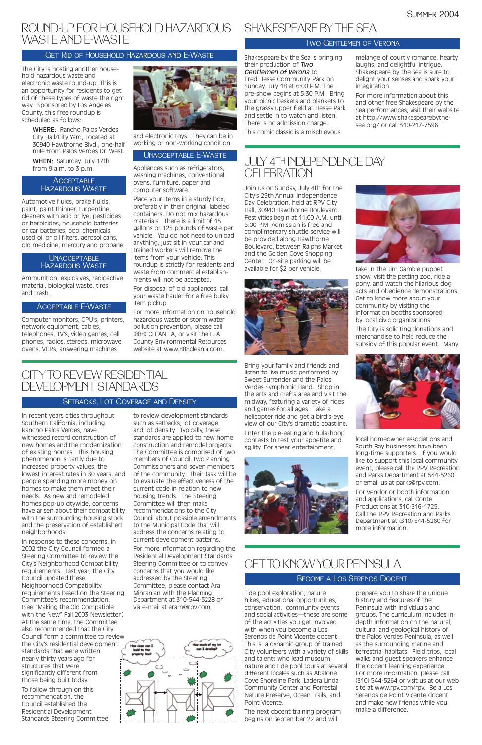# Round-Up for Household Hazardous Waste and E-Waste

## Get Rid of Household Hazardous and E-Waste

The City is hosting another household hazardous waste and electronic waste round-up. This is an opportunity for residents to get rid of these types of waste the right way. Sponsored by Los Angeles County, this free roundup is scheduled as follows:

**WHERE:** Rancho Palos Verdes City Hall/City Yard, Located at 30940 Hawthorne Blvd., one-half mile from Palos Verdes Dr. West.

**WHEN:** Saturday, July 17th from 9 a.m. to 3 p.m.

### Acceptable Hazardous Waste

Automotive fluids, brake fluids, paint, paint thinner, turpentine, cleaners with acid or lye, pesticides or herbicides, household batteries or car batteries, pool chemicals, used oil or oil filters, aerosol cans, old medicine, mercury and propane.

### Unacceptable Hazardous Waste

Ammunition, explosives, radioactive material, biological waste, tires and trash.

### Acceptable E-Waste

Computer monitors, CPU's, printers, network equipment, cables, telephones, TV's, video games, cell phones, radios, stereos, microwave ovens, VCRs, answering machines and electronic toys. They can be in working or non-working condition.

### Unacceptable E-Waste

Appliances such as refrigerators, washing machines, conventional ovens, furniture, paper and computer software.

Place your items in a sturdy box, preferably in their original, labeled containers. Do not mix hazardous materials. There is a limit of 15 gallons or 125 pounds of waste per vehicle. You do not need to unload anything, just sit in your car and trained workers will remove the items from your vehicle. This roundup is strictly for residents and waste from commercial establishments will not be accepted.

For disposal of old appliances, call your waste hauler for a free bulky item pickup.

For more information on household hazardous waste or storm water pollution prevention, please call (888) CLEAN LA, or visit the L. A. County Environmental Resources website at www.888cleanla.com.

# City to Review Residential Development Standards

## Setbacks, Lot Coverage and Density

In recent years cities throughout Southern California, including Rancho Palos Verdes, have witnessed record construction of new homes and the modernization of existing homes. This housing phenomenon is partly due to increased property values, the lowest interest rates in 30 years, and people spending more money on homes to make them meet their needs. As new and remodeled homes pop-up citywide, concerns have arisen about their compatibility with the surrounding housing stock and the preservation of established neighborhoods.

In response to these concerns, in 2002 the City Council formed a Steering Committee to review the City's Neighborhood Compatibility requirements. Last year, the City Council updated these Neighborhood Compatibility requirements based on the Steering Committee's recommendation. (See "Making the Old Compatible with the New" Fall 2003 Newsletter.) At the same time, the Committee also recommended that the City Council form a committee to review the City's residential development standards that were written nearly thirty years ago for structures that were significantly different from those being built today.

To follow through on this recommendation, the Council established the Residential Development Standards Steering Committee to review development standards such as setbacks, lot coverage and lot density. Typically, these standards are applied to new home construction and remodel projects. The Committee is comprised of two members of Council, two Planning Commissioners and seven members of the community. Their task will be to evaluate the effectiveness of the current code in relation to new housing trends. The Steering Committee will then make recommendations to the City Council about possible amendments to the Municipal Code that will address the concerns relating to current development patterns.

For more information regarding the Residential Development Standards Steering Committee or to convey concerns that you would like addressed by the Steering Committee, please contact Ara Mihranian with the Planning Department at 310-544-5228 or via e-mail at aram@rpv.com.

How close can I build to the property line?

How much of my lot can I develop?

# Shakespeare by the Sea

## Two Gentlemen of Verona

Shakespeare by the Sea is bringing their production of ***Two Gentlemen of Verona*** to Fred Hesse Community Park on Sunday, July 18 at 6:00 P.M. The pre-show begins at 5:30 P.M. Bring your picnic baskets and blankets to the grassy upper field at Hesse Park and settle in to watch and listen. There is no admission charge.

This comic classic is a mischievous mélange of courtly romance, hearty laughs, and delightful intrigue. Shakespeare by the Sea is sure to delight your senses and spark your imagination.

For more information about this and other free Shakespeare by the Sea performances, visit their website at http://www.shakespearebythe-sea.org/ or call 310-217-7596.

# July 4th Independence Day Celebration

Join us on Sunday, July 4th for the City's 29th Annual Independence Day Celebration, held at RPV City Hall, 30940 Hawthorne Boulevard. Festivities begin at 11:00 A.M. until 5:00 P.M. Admission is free and complimentary shuttle service will be provided along Hawthorne Boulevard, between Ralphs Market and the Golden Cove Shopping Center. On-site parking will be available for $2 per vehicle.

Bring your family and friends and listen to live music performed by Sweet Surrender and the Palos Verdes Symphonic Band. Shop in the arts and crafts area and visit the midway, featuring a variety of rides and games for all ages. Take a helicopter ride and get a bird's-eye view of our City's dramatic coastline.

Enter the pie-eating and hula-hoop contests to test your appetite and agility. For sheer entertainment, take in the Jim Gamble puppet show, visit the petting zoo, ride a pony, and watch the hilarious dog acts and obedience demonstrations. Get to know more about your community by visiting the information booths sponsored by local civic organizations.

The City is soliciting donations and merchandise to help reduce the subsidy of this popular event. Many local homeowner associations and South Bay businesses have been long-time supporters. If you would like to support this local community event, please call the RPV Recreation and Parks Department at 544-5260 or email us at parks@rpv.com.

For vendor or booth information and applications, call Conte Productions at 310-316-1725. Call the RPV Recreation and Parks Department at (310) 544-5260 for more information.

# Get to Know Your Peninsula

## Become a Los Serenos Docent

Tide pool exploration, nature hikes, educational opportunities, conservation, community events and social activities—these are some of the activities you get involved with when you become a Los Serenos de Point Vicente docent. This is a dynamic group of trained City volunteers with a variety of skills and talents who lead museum, nature and tide pool tours at several different locales such as Abalone Cove Shoreline Park, Ladera Linda Community Center and Forrestal Nature Preserve, Ocean Trails, and Point Vicente.

The next docent training program begins on September 22 and will prepare you to share the unique history and features of the Peninsula with individuals and groups. The curriculum includes in-depth information on the natural, cultural and geological history of the Palos Verdes Peninsula, as well as the surrounding marine and terrestrial habitats. Field trips, local walks and guest speakers enhance the docent learning experience. For more information, please call (310) 544-5264 or visit us at our web site at www.rpv.com/rpv. Be a Los Serenos de Point Vicente docent and make new friends while you make a difference.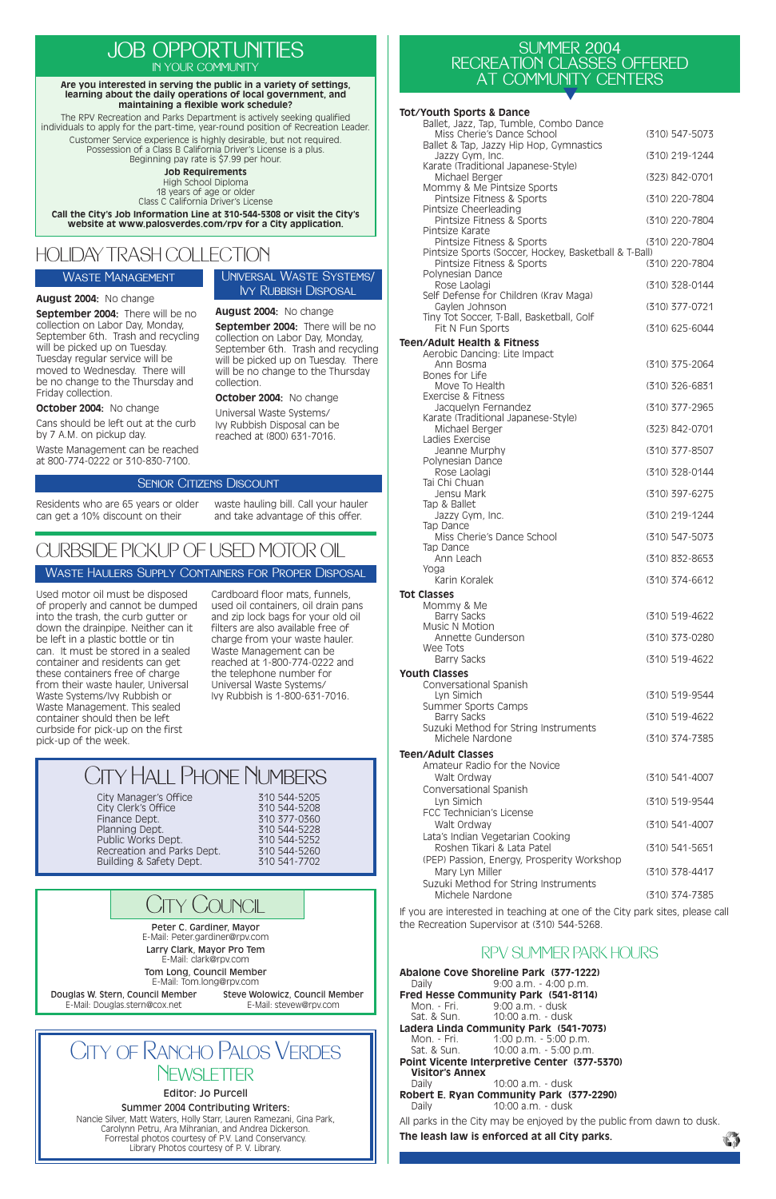# JOB OPPORTUNITIES

IN YOUR COMMUNITY

**Are you interested in serving the public in a variety of settings, learning about the daily operations of local government, and maintaining a flexible work schedule?**

The RPV Recreation and Parks Department is actively seeking qualified individuals to apply for the part-time, year-round position of Recreation Leader.

Customer Service experience is highly desirable, but not required. Possession of a Class B California Driver's License is a plus. Beginning pay rate is $7.99 per hour.

**Job Requirements**

High School Diploma
18 years of age or older
Class C California Driver's License

**Call the City's Job Information Line at 310-544-5308 or visit the City's website at www.palosverdes.com/rpv for a City application.**

# HOLIDAY TRASH COLLECTION

## Waste Management

**August 2004:** No change

**September 2004:** There will be no collection on Labor Day, Monday, September 6th. Trash and recycling will be picked up on Tuesday. Tuesday regular service will be moved to Wednesday. There will be no change to the Thursday and Friday collection.

**October 2004:** No change

Cans should be left out at the curb by 7 A.M. on pickup day.

Waste Management can be reached at 800-774-0222 or 310-830-7100.

## Universal Waste Systems/ Ivy Rubbish Disposal

**August 2004:** No change

**September 2004:** There will be no collection on Labor Day, Monday, September 6th. Trash and recycling will be picked up on Tuesday. There will be no change to the Thursday collection.

**October 2004:** No change

Universal Waste Systems/ Ivy Rubbish Disposal can be reached at (800) 631-7016.

## Senior Citizens Discount

Residents who are 65 years or older can get a 10% discount on their waste hauling bill. Call your hauler and take advantage of this offer.

# CURBSIDE PICKUP OF USED MOTOR OIL

## Waste Haulers Supply Containers for Proper Disposal

Used motor oil must be disposed of properly and cannot be dumped into the trash, the curb gutter or down the drainpipe. Neither can it be left in a plastic bottle or tin can. It must be stored in a sealed container and residents can get these containers free of charge from their waste hauler, Universal Waste Systems/Ivy Rubbish or Waste Management. This sealed container should then be left curbside for pick-up on the first pick-up of the week.

Cardboard floor mats, funnels, used oil containers, oil drain pans and zip lock bags for your old oil filters are also available free of charge from your waste hauler. Waste Management can be reached at 1-800-774-0222 and the telephone number for Universal Waste Systems/ Ivy Rubbish is 1-800-631-7016.

# CITY HALL PHONE NUMBERS

| | |
|---|---|
| City Manager's Office | 310 544-5205 |
| City Clerk's Office | 310 544-5208 |
| Finance Dept. | 310 377-0360 |
| Planning Dept. | 310 544-5228 |
| Public Works Dept. | 310 544-5252 |
| Recreation and Parks Dept. | 310 544-5260 |
| Building & Safety Dept. | 310 541-7702 |

# CITY COUNCIL

**Peter C. Gardiner, Mayor**
E-Mail: Peter.gardiner@rpv.com

**Larry Clark, Mayor Pro Tem**
E-Mail: clark@rpv.com

**Tom Long, Council Member**
E-Mail: Tom.long@rpv.com

**Douglas W. Stern, Council Member**
E-Mail: Douglas.stern@cox.net

**Steve Wolowicz, Council Member**
E-Mail: stevew@rpv.com

# CITY OF RANCHO PALOS VERDES NEWSLETTER

Editor: Jo Purcell

**Summer 2004 Contributing Writers:**

Nancie Silver, Matt Waters, Holly Starr, Lauren Ramezani, Gina Park, Carolynn Petru, Ara Mihranian, and Andrea Dickerson.
Forrestal photos courtesy of P.V. Land Conservancy.
Library Photos courtesy of P. V. Library.

# SUMMER 2004 RECREATION CLASSES OFFERED AT COMMUNITY CENTERS

**Tot/Youth Sports & Dance**

| | |
|---|---|
| Ballet, Jazz, Tap, Tumble, Combo Dance | |
| Miss Cherie's Dance School | (310) 547-5073 |
| Ballet & Tap, Jazzy Hip Hop, Gymnastics | |
| Jazzy Gym, Inc. | (310) 219-1244 |
| Karate (Traditional Japanese-Style) | |
| Michael Berger | (323) 842-0701 |
| Mommy & Me Pintsize Sports | |
| Pintsize Fitness & Sports | (310) 220-7804 |
| Pintsize Cheerleading | |
| Pintsize Fitness & Sports | (310) 220-7804 |
| Pintsize Karate | |
| Pintsize Fitness & Sports | (310) 220-7804 |
| Pintsize Sports (Soccer, Hockey, Basketball & T-Ball) | |
| Pintsize Fitness & Sports | (310) 220-7804 |
| Polynesian Dance | |
| Rose Laolagi | (310) 328-0144 |
| Self Defense for Children (Krav Maga) | |
| Gaylen Johnson | (310) 377-0721 |
| Tiny Tot Soccer, T-Ball, Basketball, Golf | |
| Fit N Fun Sports | (310) 625-6044 |

**Teen/Adult Health & Fitness**

| | |
|---|---|
| Aerobic Dancing: Lite Impact | |
| Ann Bosma | (310) 375-2064 |
| Bones for Life | |
| Move To Health | (310) 326-6831 |
| Exercise & Fitness | |
| Jacquelyn Fernandez | (310) 377-2965 |
| Karate (Traditional Japanese-Style) | |
| Michael Berger | (323) 842-0701 |
| Ladies Exercise | |
| Jeanne Murphy | (310) 377-8507 |
| Polynesian Dance | |
| Rose Laolagi | (310) 328-0144 |
| Tai Chi Chuan | |
| Jensu Mark | (310) 397-6275 |
| Tap & Ballet | |
| Jazzy Gym, Inc. | (310) 219-1244 |
| Tap Dance | |
| Miss Cherie's Dance School | (310) 547-5073 |
| Tap Dance | |
| Ann Leach | (310) 832-8653 |
| Yoga | |
| Karin Koralek | (310) 374-6612 |

**Tot Classes**

| | |
|---|---|
| Mommy & Me | |
| Barry Sacks | (310) 519-4622 |
| Music N Motion | |
| Annette Gunderson | (310) 373-0280 |
| Wee Tots | |
| Barry Sacks | (310) 519-4622 |

**Youth Classes**

| | |
|---|---|
| Conversational Spanish | |
| Lyn Simich | (310) 519-9544 |
| Summer Sports Camps | |
| Barry Sacks | (310) 519-4622 |
| Suzuki Method for String Instruments | |
| Michele Nardone | (310) 374-7385 |

**Teen/Adult Classes**

| | |
|---|---|
| Amateur Radio for the Novice | |
| Walt Ordway | (310) 541-4007 |
| Conversational Spanish | |
| Lyn Simich | (310) 519-9544 |
| FCC Technician's License | |
| Walt Ordway | (310) 541-4007 |
| Lata's Indian Vegetarian Cooking | |
| Roshen Tikari & Lata Patel | (310) 541-5651 |
| (PEP) Passion, Energy, Prosperity Workshop | |
| Mary Lyn Miller | (310) 378-4417 |
| Suzuki Method for String Instruments | |
| Michele Nardone | (310) 374-7385 |

If you are interested in teaching at one of the City park sites, please call the Recreation Supervisor at (310) 544-5268.

# RPV SUMMER PARK HOURS

**Abalone Cove Shoreline Park (377-1222)**
Daily 9:00 a.m. - 4:00 p.m.

**Fred Hesse Community Park (541-8114)**
Mon. - Fri. 9:00 a.m. - dusk
Sat. & Sun. 10:00 a.m. - dusk

**Ladera Linda Community Park (541-7073)**
Mon. - Fri. 1:00 p.m. - 5:00 p.m.
Sat. & Sun. 10:00 a.m. - 5:00 p.m.

**Point Vicente Interpretive Center (377-5370)**
**Visitor's Annex**
Daily 10:00 a.m. - dusk

**Robert E. Ryan Community Park (377-2290)**
Daily 10:00 a.m. - dusk

All parks in the City may be enjoyed by the public from dawn to dusk.

**The leash law is enforced at all City parks.**